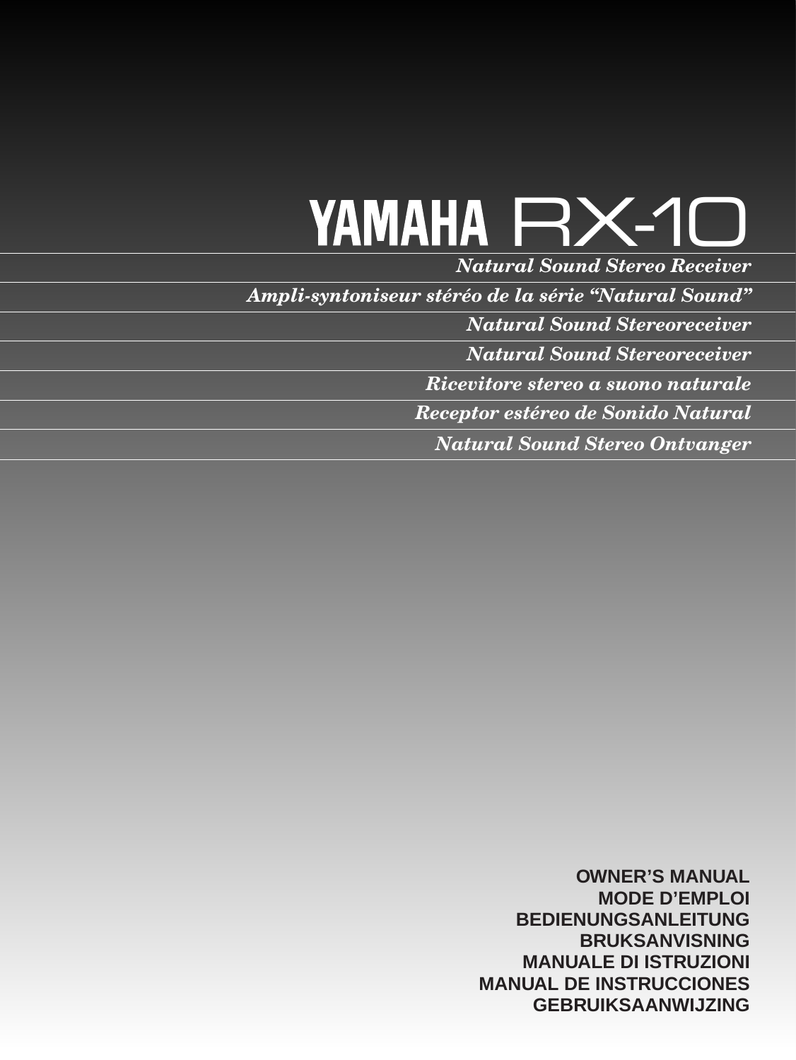# YAMAHA RX-10

*Natural Sound Stereo Receiver*

*Ampli-syntoniseur stéréo de la série “Natural Sound”*

*Natural Sound Stereoreceiver*

*Natural Sound Stereoreceiver*

*Ricevitore stereo a suono naturale*

*Receptor estéreo de Sonido Natural*

*Natural Sound Stereo Ontvanger*

**OWNER’S MANUAL**
**MODE D’EMPLOI**
**BEDIENUNGSANLEITUNG**
**BRUKSANVISNING**
**MANUALE DI ISTRUZIONI**
**MANUAL DE INSTRUCCIONES**
**GEBRUIKSAANWIJZING**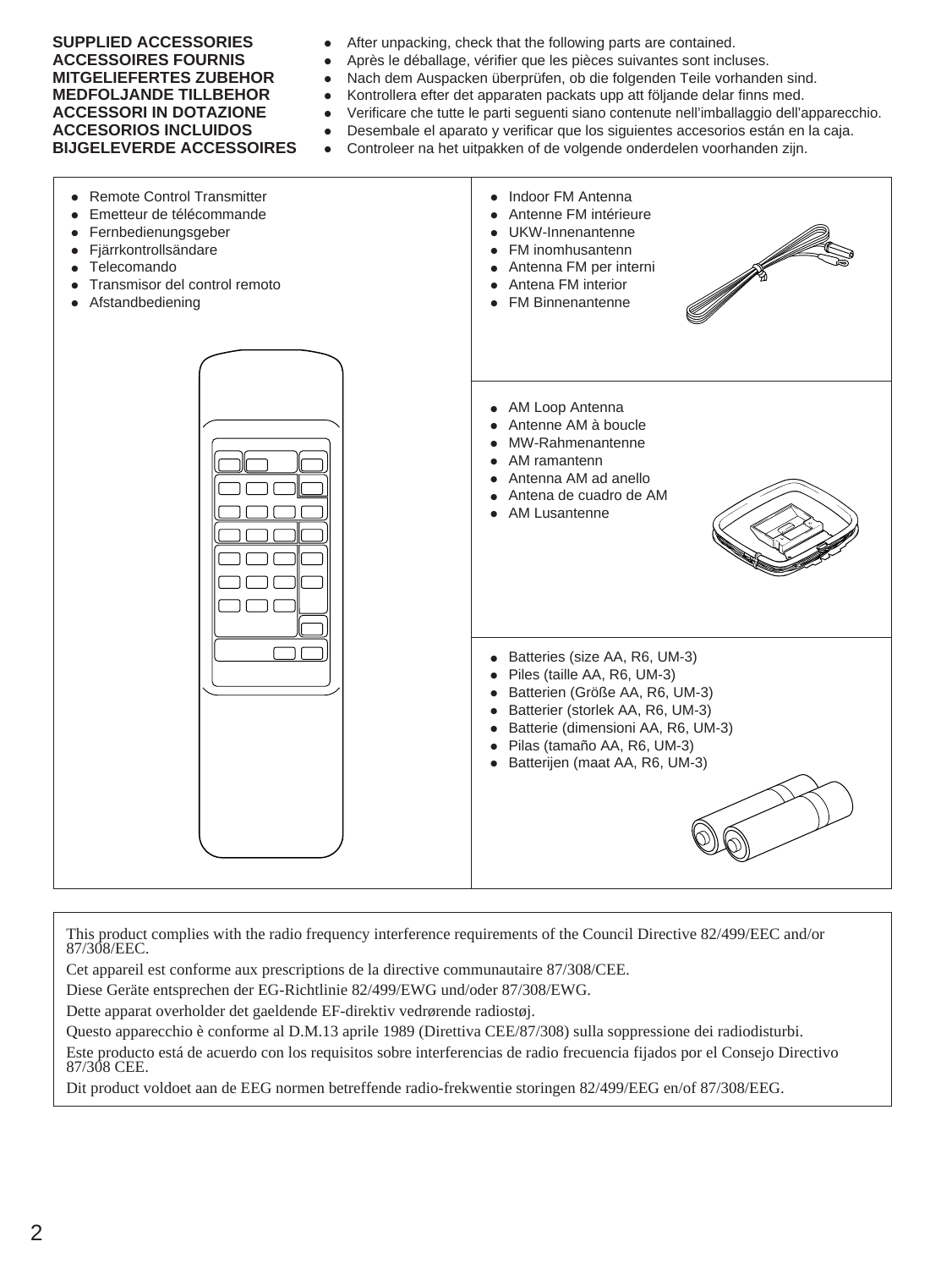**SUPPLIED ACCESSORIES**
**ACCESSOIRES FOURNIS**
**MITGELIEFERTES ZUBEHOR**
**MEDFOLJANDE TILLBEHOR**
**ACCESSORI IN DOTAZIONE**
**ACCESORIOS INCLUIDOS**
**BIJGELEVERDE ACCESSOIRES**

- After unpacking, check that the following parts are contained.
- Après le déballage, vérifier que les pièces suivantes sont incluses.
- Nach dem Auspacken überprüfen, ob die folgenden Teile vorhanden sind.
- Kontrollera efter det apparaten packats upp att följande delar finns med.
- Verificare che tutte le parti seguenti siano contenute nell'imballaggio dell'apparecchio.
- Desembale el aparato y verificar que los siguientes accesorios están en la caja.
- Controleer na het uitpakken of de volgende onderdelen voorhanden zijn.

- Remote Control Transmitter
- Emetteur de télécommande
- Fernbedienungsgeber
- Fjärrkontrollsändare
- Telecomando
- Transmisor del control remoto
- Afstandbediening

- Indoor FM Antenna
- Antenne FM intérieure
- UKW-Innenantenne
- FM inomhusantenn
- Antenna FM per interni
- Antena FM interior
- FM Binnenantenne

- AM Loop Antenna
- Antenne AM à boucle
- MW-Rahmenantenne
- AM ramantenn
- Antenna AM ad anello
- Antena de cuadro de AM
- AM Lusantenne

- Batteries (size AA, R6, UM-3)
- Piles (taille AA, R6, UM-3)
- Batterien (Größe AA, R6, UM-3)
- Batterier (storlek AA, R6, UM-3)
- Batterie (dimensioni AA, R6, UM-3)
- Pilas (tamaño AA, R6, UM-3)
- Batterijen (maat AA, R6, UM-3)

This product complies with the radio frequency interference requirements of the Council Directive 82/499/EEC and/or 87/308/EEC.

Cet appareil est conforme aux prescriptions de la directive communautaire 87/308/CEE.

Diese Geräte entsprechen der EG-Richtlinie 82/499/EWG und/oder 87/308/EWG.

Dette apparat overholder det gaeldende EF-direktiv vedrørende radiostøj.

Questo apparecchio è conforme al D.M.13 aprile 1989 (Direttiva CEE/87/308) sulla soppressione dei radiodisturbi.

Este producto está de acuerdo con los requisitos sobre interferencias de radio frecuencia fijados por el Consejo Directivo 87/308 CEE.

Dit product voldoet aan de EEG normen betreffende radio-frekwentie storingen 82/499/EEG en/of 87/308/EEG.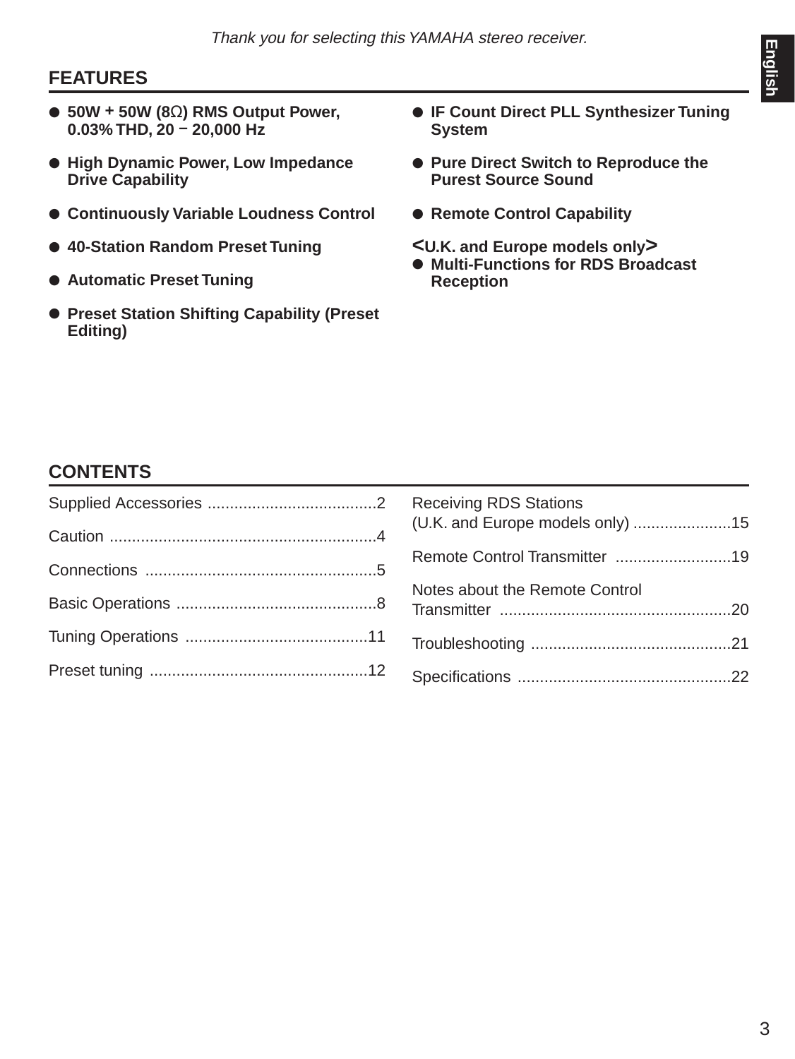*Thank you for selecting this YAMAHA stereo receiver.*

## FEATURES

- **50W + 50W (8Ω) RMS Output Power, 0.03% THD, 20 − 20,000 Hz**
- **High Dynamic Power, Low Impedance Drive Capability**
- **Continuously Variable Loudness Control**
- **40-Station Random Preset Tuning**
- **Automatic Preset Tuning**
- **Preset Station Shifting Capability (Preset Editing)**
- **IF Count Direct PLL Synthesizer Tuning System**
- **Pure Direct Switch to Reproduce the Purest Source Sound**
- **Remote Control Capability**

**<U.K. and Europe models only>**

- **Multi-Functions for RDS Broadcast Reception**

## CONTENTS

Supplied Accessories ......................................2

Caution ............................................................4

Connections ....................................................5

Basic Operations .............................................8

Tuning Operations .........................................11

Preset tuning .................................................12

Receiving RDS Stations (U.K. and Europe models only) ......................15

Remote Control Transmitter ..........................19

Notes about the Remote Control Transmitter ....................................................20

Troubleshooting .............................................21

Specifications ................................................22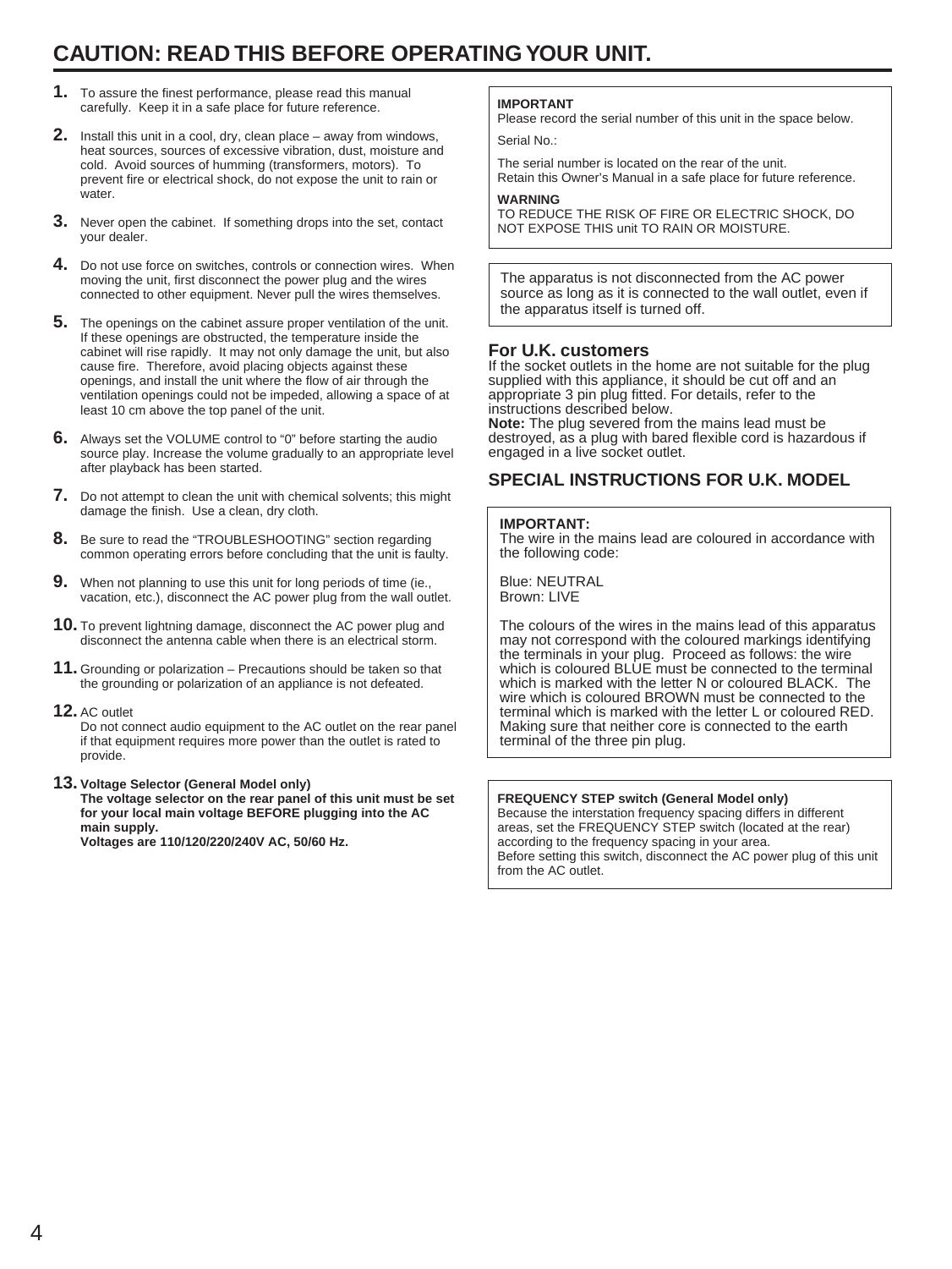# CAUTION: READ THIS BEFORE OPERATING YOUR UNIT.

1. To assure the finest performance, please read this manual carefully. Keep it in a safe place for future reference.
2. Install this unit in a cool, dry, clean place – away from windows, heat sources, sources of excessive vibration, dust, moisture and cold. Avoid sources of humming (transformers, motors). To prevent fire or electrical shock, do not expose the unit to rain or water.
3. Never open the cabinet. If something drops into the set, contact your dealer.
4. Do not use force on switches, controls or connection wires. When moving the unit, first disconnect the power plug and the wires connected to other equipment. Never pull the wires themselves.
5. The openings on the cabinet assure proper ventilation of the unit. If these openings are obstructed, the temperature inside the cabinet will rise rapidly. It may not only damage the unit, but also cause fire. Therefore, avoid placing objects against these openings, and install the unit where the flow of air through the ventilation openings could not be impeded, allowing a space of at least 10 cm above the top panel of the unit.
6. Always set the VOLUME control to "0" before starting the audio source play. Increase the volume gradually to an appropriate level after playback has been started.
7. Do not attempt to clean the unit with chemical solvents; this might damage the finish. Use a clean, dry cloth.
8. Be sure to read the "TROUBLESHOOTING" section regarding common operating errors before concluding that the unit is faulty.
9. When not planning to use this unit for long periods of time (ie., vacation, etc.), disconnect the AC power plug from the wall outlet.
10. To prevent lightning damage, disconnect the AC power plug and disconnect the antenna cable when there is an electrical storm.
11. Grounding or polarization – Precautions should be taken so that the grounding or polarization of an appliance is not defeated.
12. AC outlet
    Do not connect audio equipment to the AC outlet on the rear panel if that equipment requires more power than the outlet is rated to provide.
13. **Voltage Selector (General Model only)**
    **The voltage selector on the rear panel of this unit must be set for your local main voltage BEFORE plugging into the AC main supply.**
    **Voltages are 110/120/220/240V AC, 50/60 Hz.**

**IMPORTANT**
Please record the serial number of this unit in the space below.

Serial No.:

The serial number is located on the rear of the unit.
Retain this Owner's Manual in a safe place for future reference.

**WARNING**
TO REDUCE THE RISK OF FIRE OR ELECTRIC SHOCK, DO NOT EXPOSE THIS unit TO RAIN OR MOISTURE.

The apparatus is not disconnected from the AC power source as long as it is connected to the wall outlet, even if the apparatus itself is turned off.

### For U.K. customers

If the socket outlets in the home are not suitable for the plug supplied with this appliance, it should be cut off and an appropriate 3 pin plug fitted. For details, refer to the instructions described below.
**Note:** The plug severed from the mains lead must be destroyed, as a plug with bared flexible cord is hazardous if engaged in a live socket outlet.

## SPECIAL INSTRUCTIONS FOR U.K. MODEL

**IMPORTANT:**
The wire in the mains lead are coloured in accordance with the following code:

Blue: NEUTRAL
Brown: LIVE

The colours of the wires in the mains lead of this apparatus may not correspond with the coloured markings identifying the terminals in your plug. Proceed as follows: the wire which is coloured BLUE must be connected to the terminal which is marked with the letter N or coloured BLACK. The wire which is coloured BROWN must be connected to the terminal which is marked with the letter L or coloured RED. Making sure that neither core is connected to the earth terminal of the three pin plug.

**FREQUENCY STEP switch (General Model only)**
Because the interstation frequency spacing differs in different areas, set the FREQUENCY STEP switch (located at the rear) according to the frequency spacing in your area.
Before setting this switch, disconnect the AC power plug of this unit from the AC outlet.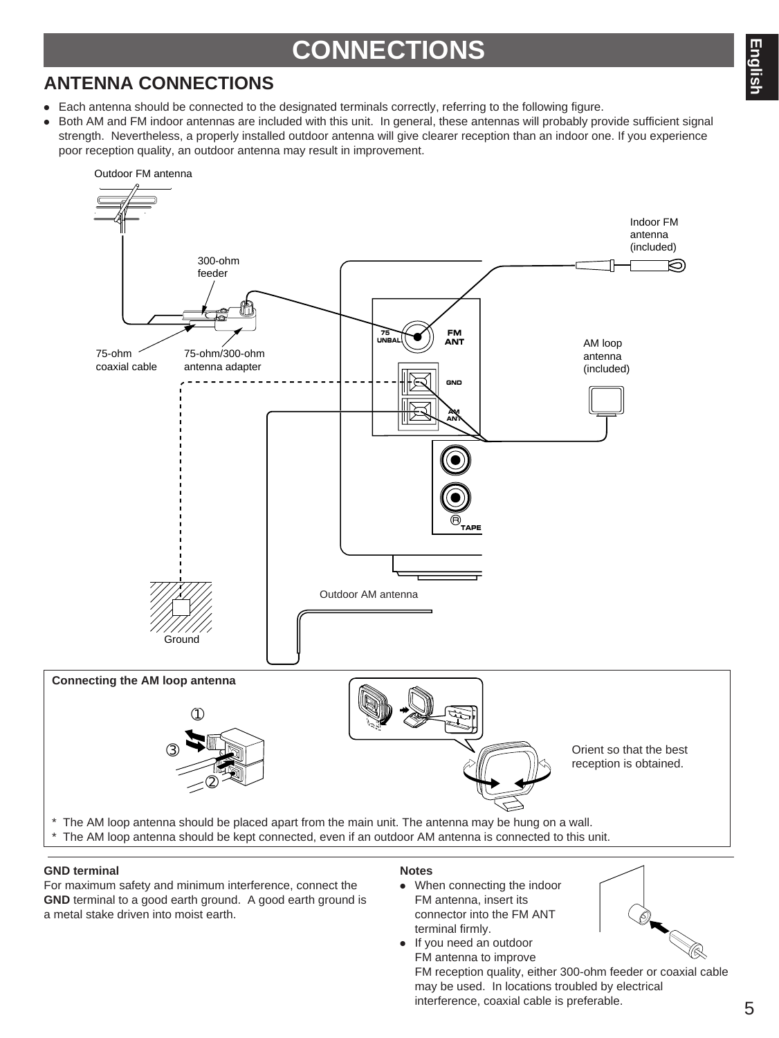# CONNECTIONS

## ANTENNA CONNECTIONS

- Each antenna should be connected to the designated terminals correctly, referring to the following figure.
- Both AM and FM indoor antennas are included with this unit. In general, these antennas will probably provide sufficient signal strength. Nevertheless, a properly installed outdoor antenna will give clearer reception than an indoor one. If you experience poor reception quality, an outdoor antenna may result in improvement.

Outdoor FM antenna

300-ohm feeder

75-ohm coaxial cable

75-ohm/300-ohm antenna adapter

Indoor FM antenna (included)

AM loop antenna (included)

75 UNBAL

FM ANT

GND

AM ANT

TAPE

Ground

Outdoor AM antenna

**Connecting the AM loop antenna**

Orient so that the best reception is obtained.

\* The AM loop antenna should be placed apart from the main unit. The antenna may be hung on a wall.
\* The AM loop antenna should be kept connected, even if an outdoor AM antenna is connected to this unit.

**GND terminal**

For maximum safety and minimum interference, connect the **GND** terminal to a good earth ground. A good earth ground is a metal stake driven into moist earth.

**Notes**

- When connecting the indoor FM antenna, insert its connector into the FM ANT terminal firmly.
- If you need an outdoor FM antenna to improve FM reception quality, either 300-ohm feeder or coaxial cable may be used. In locations troubled by electrical interference, coaxial cable is preferable.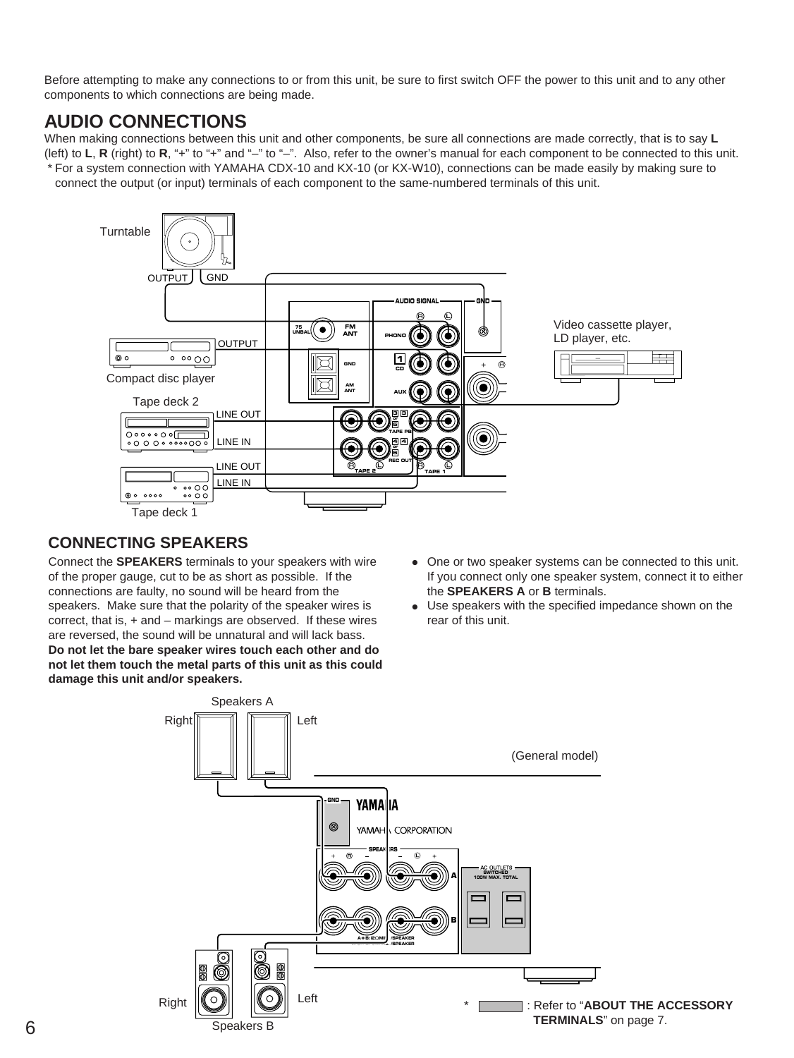Before attempting to make any connections to or from this unit, be sure to first switch OFF the power to this unit and to any other components to which connections are being made.

## AUDIO CONNECTIONS

When making connections between this unit and other components, be sure all connections are made correctly, that is to say **L** (left) to **L**, **R** (right) to **R**, "+" to "+" and "–" to "–". Also, refer to the owner's manual for each component to be connected to this unit.

* For a system connection with YAMAHA CDX-10 and KX-10 (or KX-W10), connections can be made easily by making sure to connect the output (or input) terminals of each component to the same-numbered terminals of this unit.

Turntable

OUTPUT GND

Compact disc player

OUTPUT

Tape deck 2

LINE OUT

LINE IN

Tape deck 1

LINE OUT

LINE IN

Video cassette player, LD player, etc.

## CONNECTING SPEAKERS

Connect the **SPEAKERS** terminals to your speakers with wire of the proper gauge, cut to be as short as possible. If the connections are faulty, no sound will be heard from the speakers. Make sure that the polarity of the speaker wires is correct, that is, + and – markings are observed. If these wires are reversed, the sound will be unnatural and will lack bass.
**Do not let the bare speaker wires touch each other and do not let them touch the metal parts of this unit as this could damage this unit and/or speakers.**

- One or two speaker systems can be connected to this unit. If you connect only one speaker system, connect it to either the **SPEAKERS A** or **B** terminals.
- Use speakers with the specified impedance shown on the rear of this unit.

Speakers A

Right Left

(General model)

Speakers B

Right Left

* : Refer to "**ABOUT THE ACCESSORY TERMINALS**" on page 7.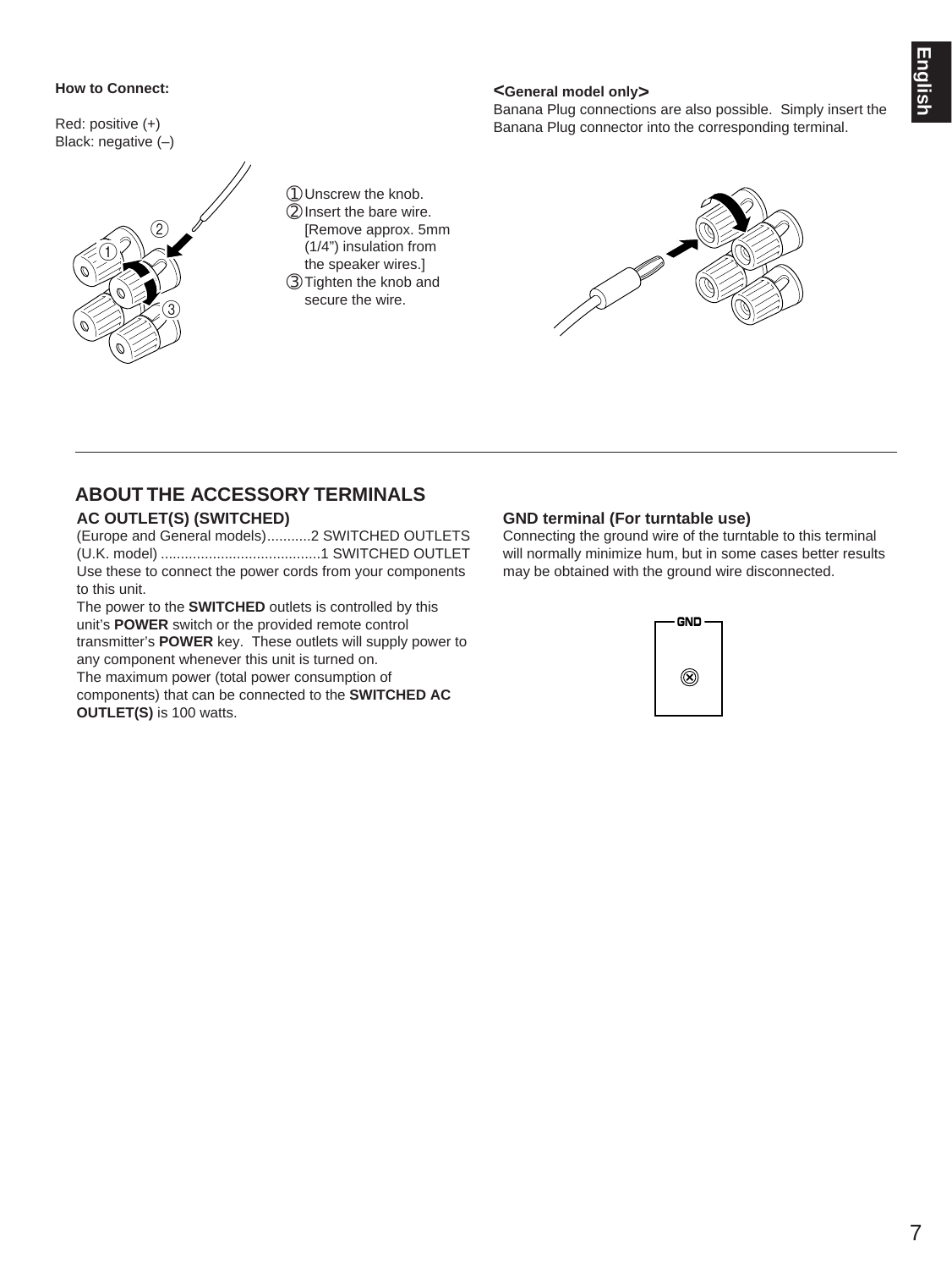**How to Connect:**

Red: positive (+)
Black: negative (–)

① Unscrew the knob.
② Insert the bare wire. [Remove approx. 5mm (1/4") insulation from the speaker wires.]
③ Tighten the knob and secure the wire.

**<General model only>**
Banana Plug connections are also possible. Simply insert the Banana Plug connector into the corresponding terminal.

## ABOUT THE ACCESSORY TERMINALS

### AC OUTLET(S) (SWITCHED)

(Europe and General models)...........2 SWITCHED OUTLETS
(U.K. model) ........................................1 SWITCHED OUTLET

Use these to connect the power cords from your components to this unit.

The power to the **SWITCHED** outlets is controlled by this unit's **POWER** switch or the provided remote control transmitter's **POWER** key. These outlets will supply power to any component whenever this unit is turned on.

The maximum power (total power consumption of components) that can be connected to the **SWITCHED AC OUTLET(S)** is 100 watts.

### GND terminal (For turntable use)

Connecting the ground wire of the turntable to this terminal will normally minimize hum, but in some cases better results may be obtained with the ground wire disconnected.

GND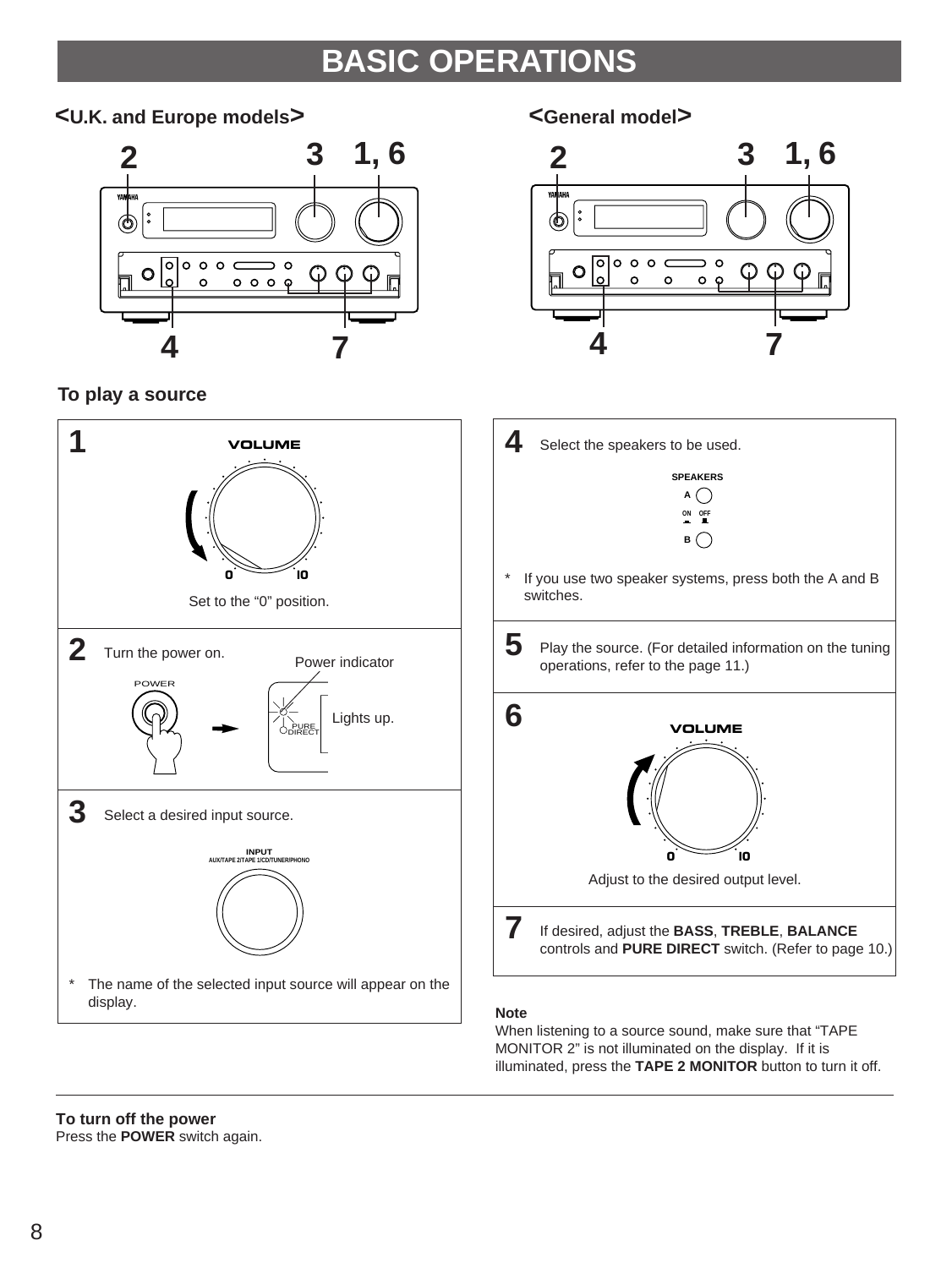# BASIC OPERATIONS

**<U.K. and Europe models>**

**<General model>**

## To play a source

**1**

VOLUME

Set to the “0” position.

**2** Turn the power on.

Power indicator

Lights up.

**3** Select a desired input source.

INPUT
AUX/TAPE 2/TAPE 1/CD/TUNER/PHONO

* The name of the selected input source will appear on the display.

**4** Select the speakers to be used.

SPEAKERS
A
ON OFF
B

* If you use two speaker systems, press both the A and B switches.

**5** Play the source. (For detailed information on the tuning operations, refer to the page 11.)

**6**

VOLUME

Adjust to the desired output level.

**7** If desired, adjust the **BASS**, **TREBLE**, **BALANCE** controls and **PURE DIRECT** switch. (Refer to page 10.)

**Note**
When listening to a source sound, make sure that “TAPE MONITOR 2” is not illuminated on the display. If it is illuminated, press the **TAPE 2 MONITOR** button to turn it off.

**To turn off the power**
Press the **POWER** switch again.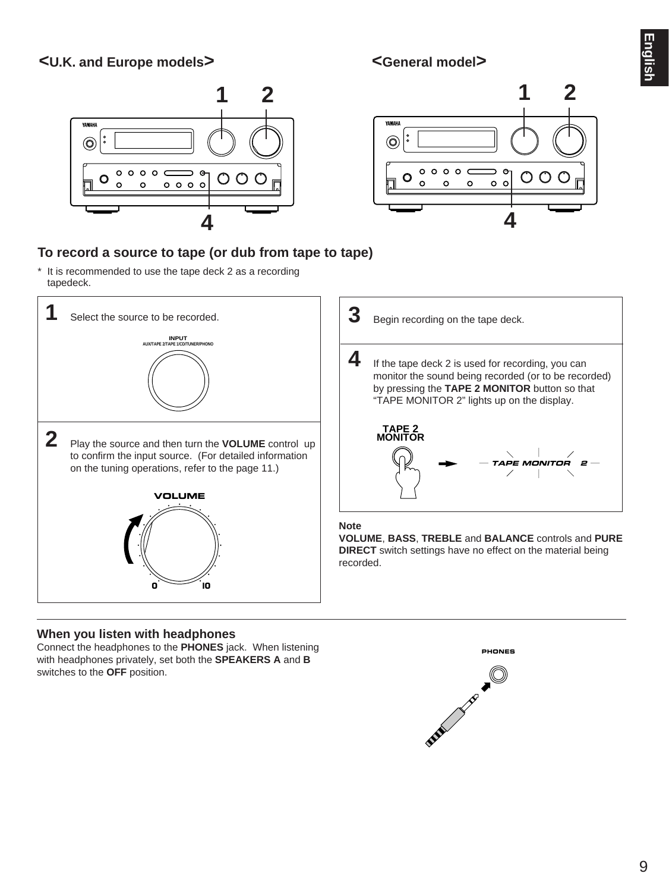<U.K. and Europe models>

<General model>

## To record a source to tape (or dub from tape to tape)

* It is recommended to use the tape deck 2 as a recording tapedeck.

**1** Select the source to be recorded.

INPUT
AUX/TAPE 2/TAPE 1/CD/TUNER/PHONO

**2** Play the source and then turn the **VOLUME** control up to confirm the input source. (For detailed information on the tuning operations, refer to the page 11.)

VOLUME

**3** Begin recording on the tape deck.

**4** If the tape deck 2 is used for recording, you can monitor the sound being recorded (or to be recorded) by pressing the **TAPE 2 MONITOR** button so that “TAPE MONITOR 2” lights up on the display.

TAPE 2 MONITOR

TAPE MONITOR 2

**Note**

**VOLUME**, **BASS**, **TREBLE** and **BALANCE** controls and **PURE DIRECT** switch settings have no effect on the material being recorded.

### When you listen with headphones

Connect the headphones to the **PHONES** jack. When listening with headphones privately, set both the **SPEAKERS A** and **B** switches to the **OFF** position.

PHONES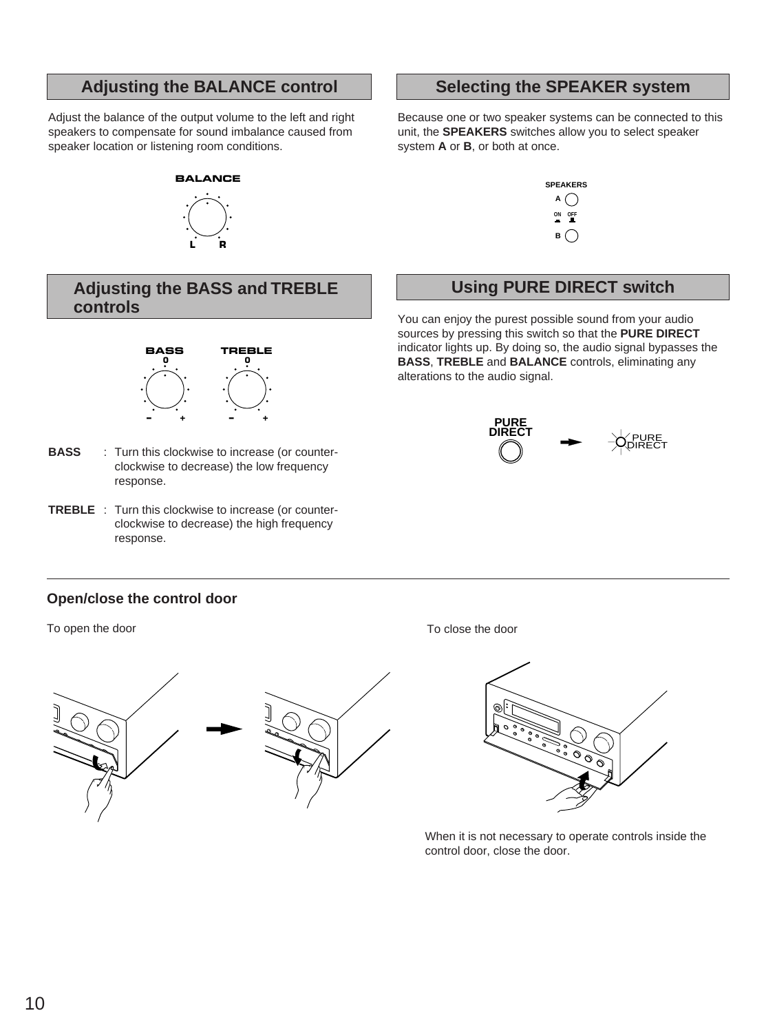## Adjusting the BALANCE control

Adjust the balance of the output volume to the left and right speakers to compensate for sound imbalance caused from speaker location or listening room conditions.

## Adjusting the BASS and TREBLE controls

**BASS** : Turn this clockwise to increase (or counter-clockwise to decrease) the low frequency response.

**TREBLE** : Turn this clockwise to increase (or counter-clockwise to decrease) the high frequency response.

## Selecting the SPEAKER system

Because one or two speaker systems can be connected to this unit, the **SPEAKERS** switches allow you to select speaker system **A** or **B**, or both at once.

## Using PURE DIRECT switch

You can enjoy the purest possible sound from your audio sources by pressing this switch so that the **PURE DIRECT** indicator lights up. By doing so, the audio signal bypasses the **BASS**, **TREBLE** and **BALANCE** controls, eliminating any alterations to the audio signal.

### Open/close the control door

To open the door

To close the door

When it is not necessary to operate controls inside the control door, close the door.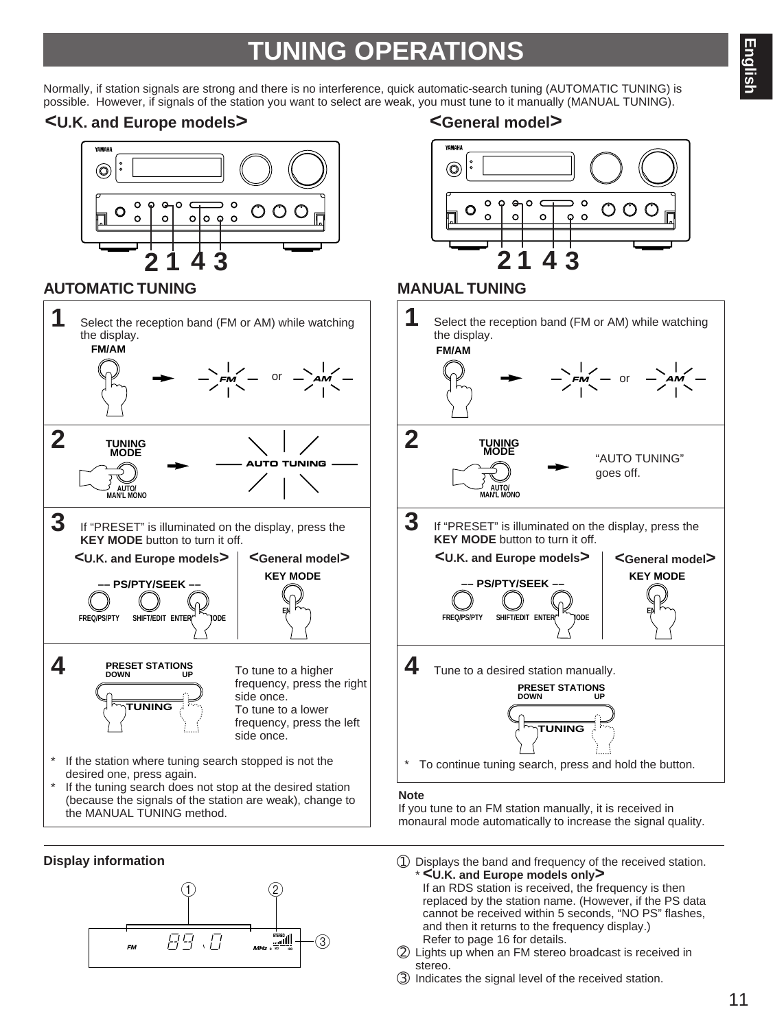# TUNING OPERATIONS

Normally, if station signals are strong and there is no interference, quick automatic-search tuning (AUTOMATIC TUNING) is possible. However, if signals of the station you want to select are weak, you must tune to it manually (MANUAL TUNING).

**<U.K. and Europe models>**

**<General model>**

## AUTOMATIC TUNING

**1** Select the reception band (FM or AM) while watching the display.

FM/AM → FM or AM

**2** TUNING MODE (AUTO/MAN'L MONO) → AUTO TUNING

**3** If "PRESET" is illuminated on the display, press the **KEY MODE** button to turn it off.

<U.K. and Europe models> — PS/PTY/SEEK — FREQ/PS/PTY, SHIFT/EDIT, ENTER/KEY MODE

<General model> KEY MODE

**4** PRESET STATIONS DOWN / UP — TUNING

To tune to a higher frequency, press the right side once.
To tune to a lower frequency, press the left side once.

* If the station where tuning search stopped is not the desired one, press again.
* If the tuning search does not stop at the desired station (because the signals of the station are weak), change to the MANUAL TUNING method.

## MANUAL TUNING

**1** Select the reception band (FM or AM) while watching the display.

FM/AM → FM or AM

**2** TUNING MODE (AUTO/MAN'L MONO) → "AUTO TUNING" goes off.

**3** If "PRESET" is illuminated on the display, press the **KEY MODE** button to turn it off.

<U.K. and Europe models> — PS/PTY/SEEK — FREQ/PS/PTY, SHIFT/EDIT, ENTER/KEY MODE

<General model> KEY MODE

**4** Tune to a desired station manually.

PRESET STATIONS DOWN / UP — TUNING

* To continue tuning search, press and hold the button.

**Note**
If you tune to an FM station manually, it is received in monaural mode automatically to increase the signal quality.

### Display information

① Displays the band and frequency of the received station.
* **<U.K. and Europe models only>**
If an RDS station is received, the frequency is then replaced by the station name. (However, if the PS data cannot be received within 5 seconds, "NO PS" flashes, and then it returns to the frequency display.)
Refer to page 16 for details.

② Lights up when an FM stereo broadcast is received in stereo.

③ Indicates the signal level of the received station.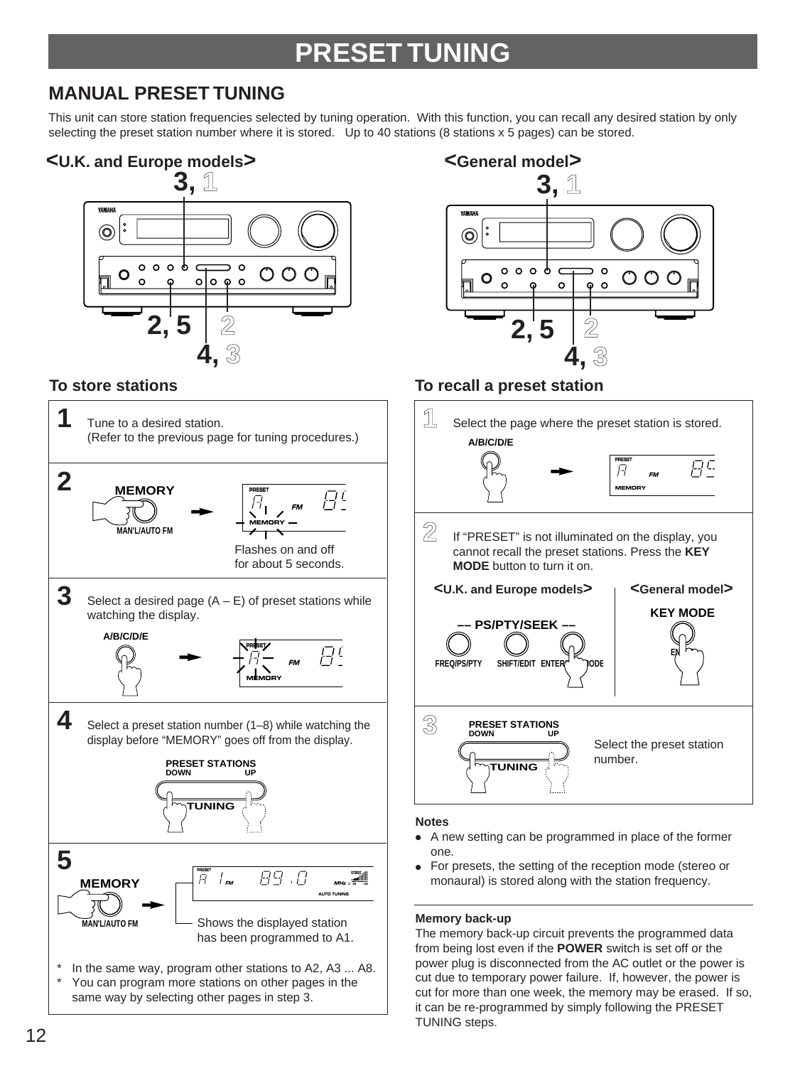# PRESET TUNING

## MANUAL PRESET TUNING

This unit can store station frequencies selected by tuning operation. With this function, you can recall any desired station by only selecting the preset station number where it is stored. Up to 40 stations (8 stations x 5 pages) can be stored.

<U.K. and Europe models>

<General model>

### To store stations

**1** Tune to a desired station.
(Refer to the previous page for tuning procedures.)

**2** MEMORY
MAN'L/AUTO FM

Flashes on and off for about 5 seconds.

**3** Select a desired page (A – E) of preset stations while watching the display.

A/B/C/D/E

**4** Select a preset station number (1–8) while watching the display before "MEMORY" goes off from the display.

PRESET STATIONS
DOWN UP
TUNING

**5** MEMORY
MAN'L/AUTO FM

Shows the displayed station has been programmed to A1.

* In the same way, program other stations to A2, A3 ... A8.
* You can program more stations on other pages in the same way by selecting other pages in step 3.

### To recall a preset station

**1** Select the page where the preset station is stored.

A/B/C/D/E

**2** If "PRESET" is not illuminated on the display, you cannot recall the preset stations. Press the **KEY MODE** button to turn it on.

<U.K. and Europe models>
–– PS/PTY/SEEK ––
FREQ/PS/PTY SHIFT/EDIT ENTER/KEY MODE

<General model>
KEY MODE

**3** PRESET STATIONS
DOWN UP
TUNING

Select the preset station number.

**Notes**

- A new setting can be programmed in place of the former one.
- For presets, the setting of the reception mode (stereo or monaural) is stored along with the station frequency.

**Memory back-up**

The memory back-up circuit prevents the programmed data from being lost even if the **POWER** switch is set off or the power plug is disconnected from the AC outlet or the power is cut due to temporary power failure. If, however, the power is cut for more than one week, the memory may be erased. If so, it can be re-programmed by simply following the PRESET TUNING steps.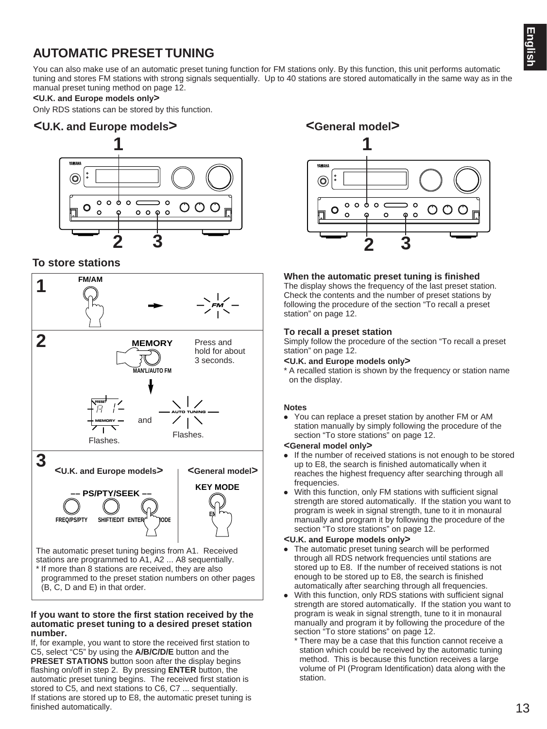## AUTOMATIC PRESET TUNING

You can also make use of an automatic preset tuning function for FM stations only. By this function, this unit performs automatic tuning and stores FM stations with strong signals sequentially. Up to 40 stations are stored automatically in the same way as in the manual preset tuning method on page 12.

**<U.K. and Europe models only>**

Only RDS stations can be stored by this function.

**<U.K. and Europe models>**

**<General model>**

### To store stations

**1** FM/AM

**2** MEMORY — Press and hold for about 3 seconds.

MAN'L/AUTO FM

PRESET A 1 / MEMORY — Flashes. and AUTO TUNING — Flashes.

**3** **<U.K. and Europe models>** — PS/PTY/SEEK (FREQ/PS/PTY, SHIFT/EDIT, ENTER/MODE)

**<General model>** — KEY MODE

The automatic preset tuning begins from A1. Received stations are programmed to A1, A2 ... A8 sequentially.

* If more than 8 stations are received, they are also programmed to the preset station numbers on other pages (B, C, D and E) in that order.

#### If you want to store the first station received by the automatic preset tuning to a desired preset station number.

If, for example, you want to store the received first station to C5, select "C5" by using the **A/B/C/D/E** button and the **PRESET STATIONS** button soon after the display begins flashing on/off in step 2. By pressing **ENTER** button, the automatic preset tuning begins. The received first station is stored to C5, and next stations to C6, C7 ... sequentially.
If stations are stored up to E8, the automatic preset tuning is finished automatically.

#### When the automatic preset tuning is finished

The display shows the frequency of the last preset station. Check the contents and the number of preset stations by following the procedure of the section "To recall a preset station" on page 12.

#### To recall a preset station

Simply follow the procedure of the section "To recall a preset station" on page 12.

**<U.K. and Europe models only>**

* A recalled station is shown by the frequency or station name on the display.

#### Notes

- You can replace a preset station by another FM or AM station manually by simply following the procedure of the section "To store stations" on page 12.

**<General model only>**

- If the number of received stations is not enough to be stored up to E8, the search is finished automatically when it reaches the highest frequency after searching through all frequencies.
- With this function, only FM stations with sufficient signal strength are stored automatically. If the station you want to program is week in signal strength, tune to it in monaural manually and program it by following the procedure of the section "To store stations" on page 12.

**<U.K. and Europe models only>**

- The automatic preset tuning search will be performed through all RDS network frequencies until stations are stored up to E8. If the number of received stations is not enough to be stored up to E8, the search is finished automatically after searching through all frequencies.
- With this function, only RDS stations with sufficient signal strength are stored automatically. If the station you want to program is weak in signal strength, tune to it in monaural manually and program it by following the procedure of the section "To store stations" on page 12.
  * There may be a case that this function cannot receive a station which could be received by the automatic tuning method. This is because this function receives a large volume of PI (Program Identification) data along with the station.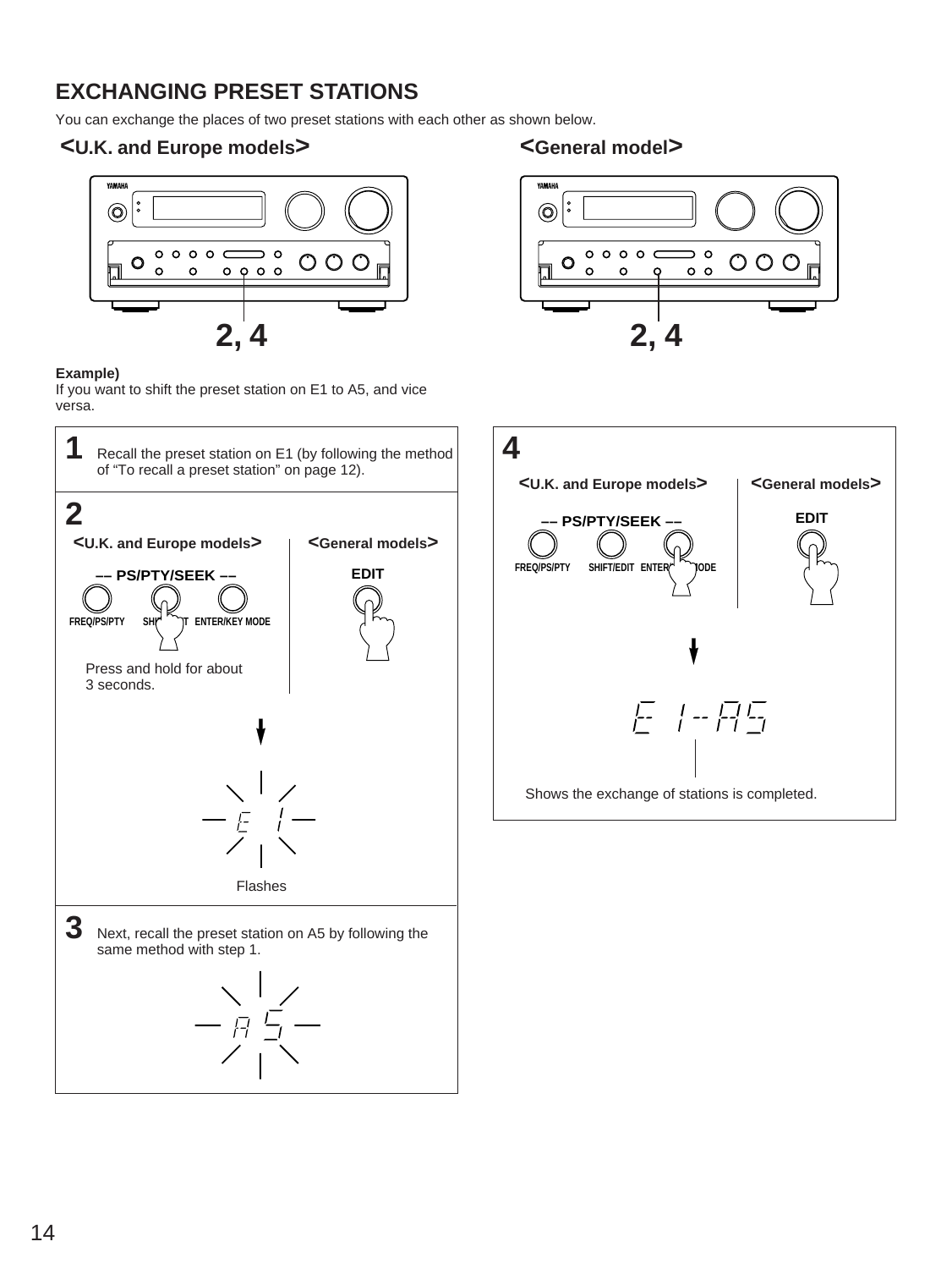## EXCHANGING PRESET STATIONS

You can exchange the places of two preset stations with each other as shown below.

**<U.K. and Europe models>**

2, 4

**<General model>**

2, 4

**Example)**
If you want to shift the preset station on E1 to A5, and vice versa.

**1** Recall the preset station on E1 (by following the method of "To recall a preset station" on page 12).

**2**

**<U.K. and Europe models>**

–– PS/PTY/SEEK ––

FREQ/PS/PTY SHIFT/EDIT ENTER/KEY MODE

Press and hold for about 3 seconds.

**<General models>**

EDIT

E 1

Flashes

**3** Next, recall the preset station on A5 by following the same method with step 1.

A 5

**4**

**<U.K. and Europe models>**

–– PS/PTY/SEEK ––

FREQ/PS/PTY SHIFT/EDIT ENTER/KEY MODE

**<General models>**

EDIT

E 1--A5

Shows the exchange of stations is completed.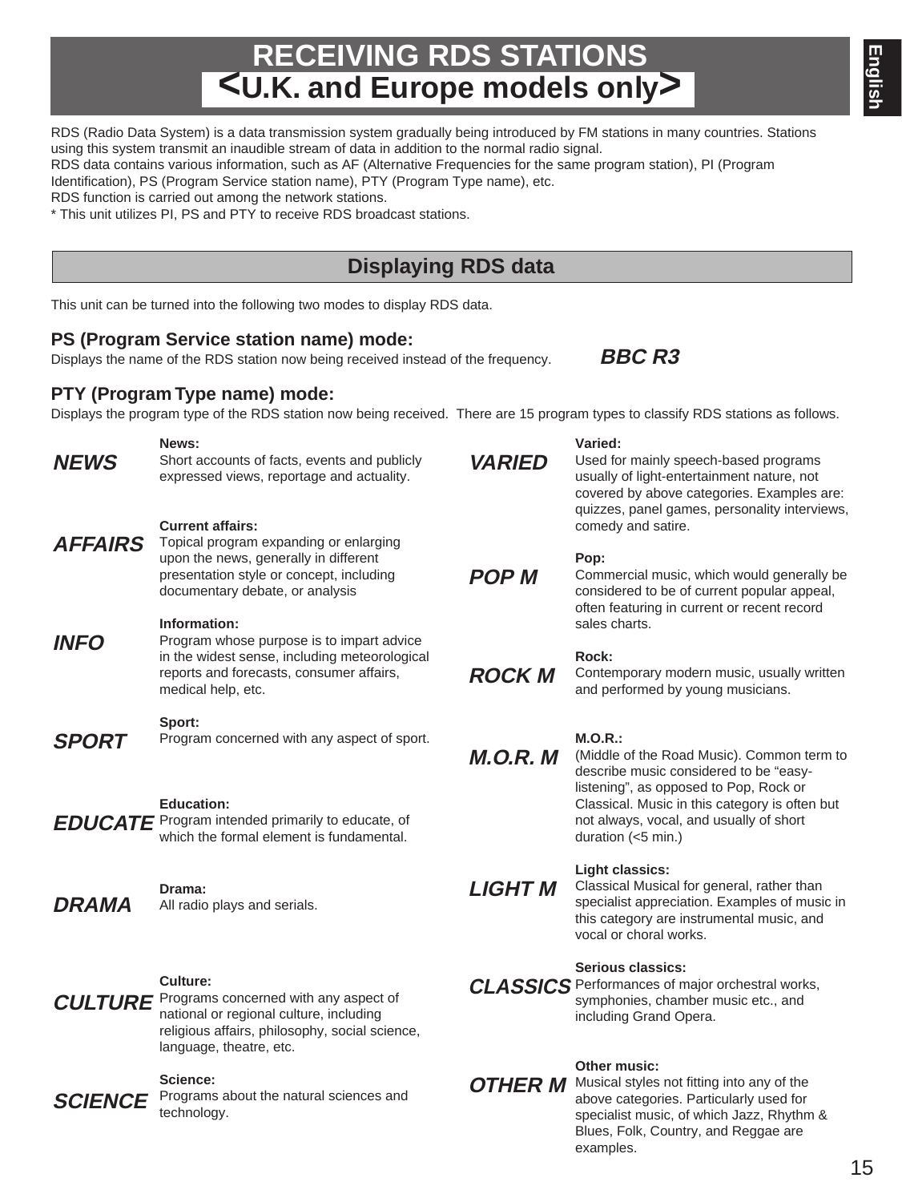# RECEIVING RDS STATIONS <U.K. and Europe models only>

RDS (Radio Data System) is a data transmission system gradually being introduced by FM stations in many countries. Stations using this system transmit an inaudible stream of data in addition to the normal radio signal.
RDS data contains various information, such as AF (Alternative Frequencies for the same program station), PI (Program Identification), PS (Program Service station name), PTY (Program Type name), etc.
RDS function is carried out among the network stations.
* This unit utilizes PI, PS and PTY to receive RDS broadcast stations.

## Displaying RDS data

This unit can be turned into the following two modes to display RDS data.

### PS (Program Service station name) mode:

Displays the name of the RDS station now being received instead of the frequency.

***BBC R3***

### PTY (Program Type name) mode:

Displays the program type of the RDS station now being received. There are 15 program types to classify RDS stations as follows.

***NEWS*** — **News:** Short accounts of facts, events and publicly expressed views, reportage and actuality.

***AFFAIRS*** — **Current affairs:** Topical program expanding or enlarging upon the news, generally in different presentation style or concept, including documentary debate, or analysis

***INFO*** — **Information:** Program whose purpose is to impart advice in the widest sense, including meteorological reports and forecasts, consumer affairs, medical help, etc.

***SPORT*** — **Sport:** Program concerned with any aspect of sport.

***EDUCATE*** — **Education:** Program intended primarily to educate, of which the formal element is fundamental.

***DRAMA*** — **Drama:** All radio plays and serials.

***CULTURE*** — **Culture:** Programs concerned with any aspect of national or regional culture, including religious affairs, philosophy, social science, language, theatre, etc.

***SCIENCE*** — **Science:** Programs about the natural sciences and technology.

***VARIED*** — **Varied:** Used for mainly speech-based programs usually of light-entertainment nature, not covered by above categories. Examples are: quizzes, panel games, personality interviews, comedy and satire.

***POP M*** — **Pop:** Commercial music, which would generally be considered to be of current popular appeal, often featuring in current or recent record sales charts.

***ROCK M*** — **Rock:** Contemporary modern music, usually written and performed by young musicians.

***M.O.R. M*** — **M.O.R.:** (Middle of the Road Music). Common term to describe music considered to be “easy-listening”, as opposed to Pop, Rock or Classical. Music in this category is often but not always, vocal, and usually of short duration (<5 min.)

***LIGHT M*** — **Light classics:** Classical Musical for general, rather than specialist appreciation. Examples of music in this category are instrumental music, and vocal or choral works.

***CLASSICS*** — **Serious classics:** Performances of major orchestral works, symphonies, chamber music etc., and including Grand Opera.

***OTHER M*** — **Other music:** Musical styles not fitting into any of the above categories. Particularly used for specialist music, of which Jazz, Rhythm & Blues, Folk, Country, and Reggae are examples.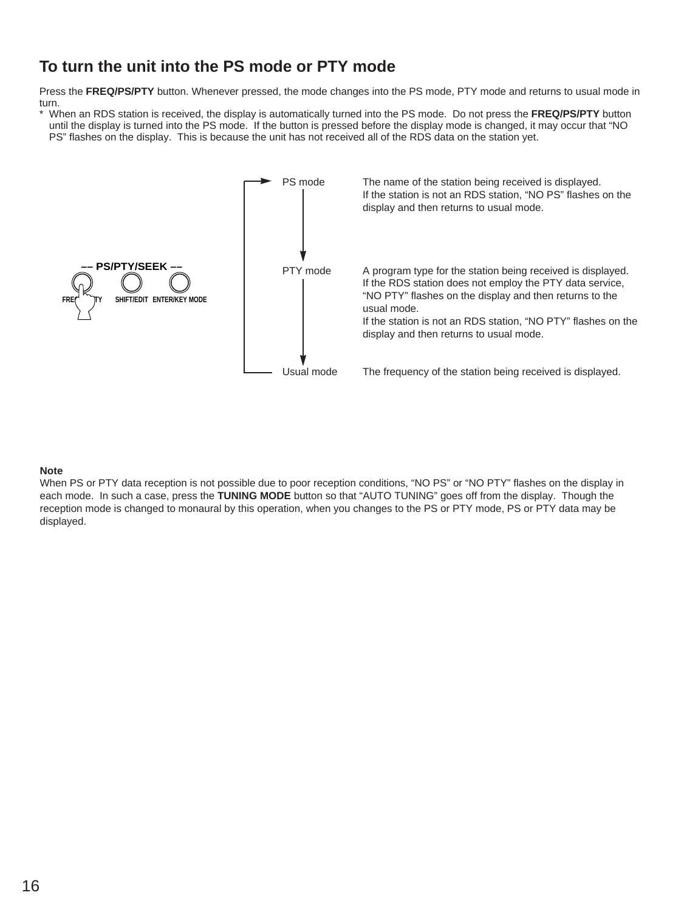## To turn the unit into the PS mode or PTY mode

Press the **FREQ/PS/PTY** button. Whenever pressed, the mode changes into the PS mode, PTY mode and returns to usual mode in turn.

* When an RDS station is received, the display is automatically turned into the PS mode. Do not press the **FREQ/PS/PTY** button until the display is turned into the PS mode. If the button is pressed before the display mode is changed, it may occur that “NO PS” flashes on the display. This is because the unit has not received all of the RDS data on the station yet.

–– PS/PTY/SEEK ––

FREQ/PS/PTY SHIFT/EDIT ENTER/KEY MODE

| Mode | Description |
|---|---|
| PS mode | The name of the station being received is displayed. If the station is not an RDS station, “NO PS” flashes on the display and then returns to usual mode. |
| PTY mode | A program type for the station being received is displayed. If the RDS station does not employ the PTY data service, “NO PTY” flashes on the display and then returns to the usual mode. If the station is not an RDS station, “NO PTY” flashes on the display and then returns to usual mode. |
| Usual mode | The frequency of the station being received is displayed. |

**Note**

When PS or PTY data reception is not possible due to poor reception conditions, “NO PS” or “NO PTY” flashes on the display in each mode. In such a case, press the **TUNING MODE** button so that “AUTO TUNING” goes off from the display. Though the reception mode is changed to monaural by this operation, when you changes to the PS or PTY mode, PS or PTY data may be displayed.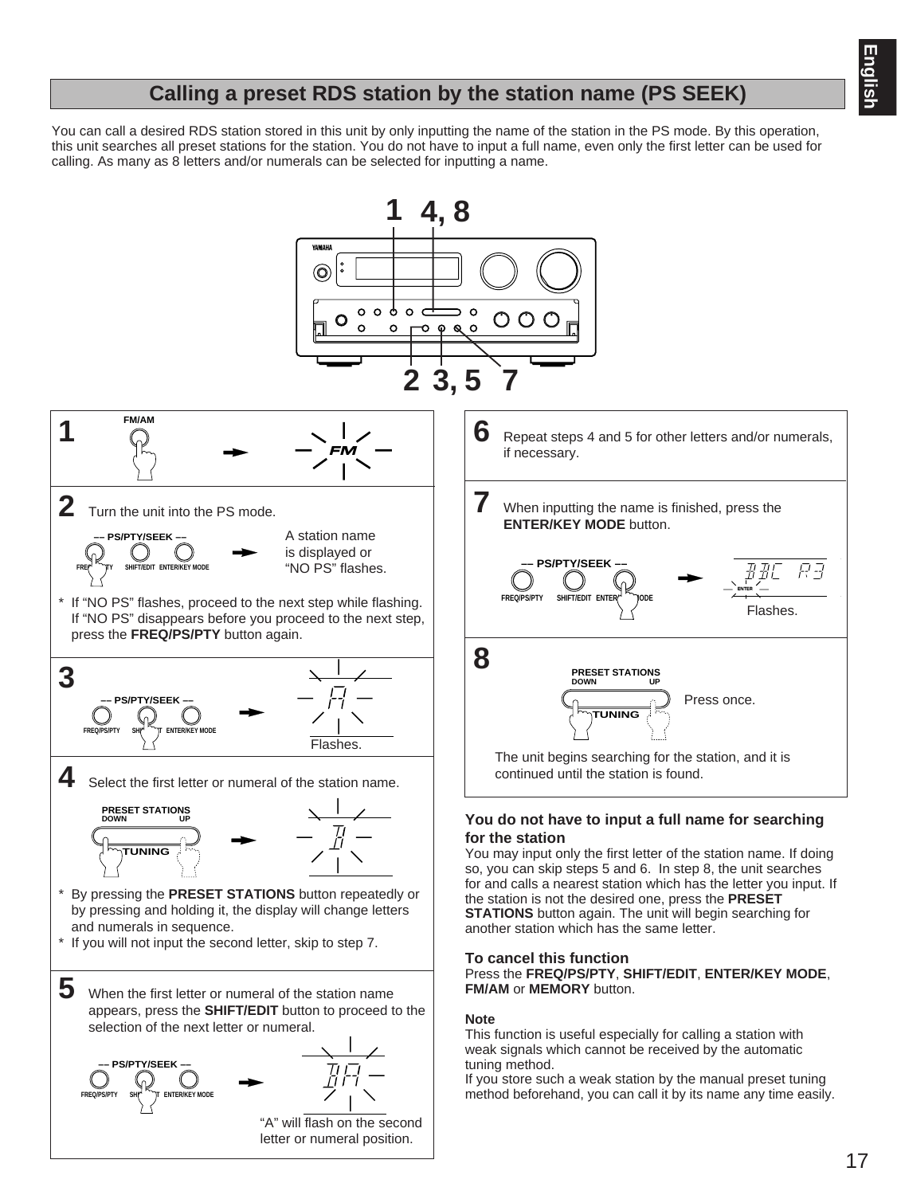## Calling a preset RDS station by the station name (PS SEEK)

You can call a desired RDS station stored in this unit by only inputting the name of the station in the PS mode. By this operation, this unit searches all preset stations for the station. You do not have to input a full name, even only the first letter can be used for calling. As many as 8 letters and/or numerals can be selected for inputting a name.

**1**

FM/AM

**2** Turn the unit into the PS mode.

A station name is displayed or "NO PS" flashes.

* If "NO PS" flashes, proceed to the next step while flashing. If "NO PS" disappears before you proceed to the next step, press the **FREQ/PS/PTY** button again.

**3**

Flashes.

**4** Select the first letter or numeral of the station name.

* By pressing the **PRESET STATIONS** button repeatedly or by pressing and holding it, the display will change letters and numerals in sequence.
* If you will not input the second letter, skip to step 7.

**5** When the first letter or numeral of the station name appears, press the **SHIFT/EDIT** button to proceed to the selection of the next letter or numeral.

"A" will flash on the second letter or numeral position.

**6** Repeat steps 4 and 5 for other letters and/or numerals, if necessary.

**7** When inputting the name is finished, press the **ENTER/KEY MODE** button.

Flashes.

**8**

Press once.

The unit begins searching for the station, and it is continued until the station is found.

### You do not have to input a full name for searching for the station

You may input only the first letter of the station name. If doing so, you can skip steps 5 and 6. In step 8, the unit searches for and calls a nearest station which has the letter you input. If the station is not the desired one, press the **PRESET STATIONS** button again. The unit will begin searching for another station which has the same letter.

### To cancel this function

Press the **FREQ/PS/PTY**, **SHIFT/EDIT**, **ENTER/KEY MODE**, **FM/AM** or **MEMORY** button.

#### Note

This function is useful especially for calling a station with weak signals which cannot be received by the automatic tuning method.
If you store such a weak station by the manual preset tuning method beforehand, you can call it by its name any time easily.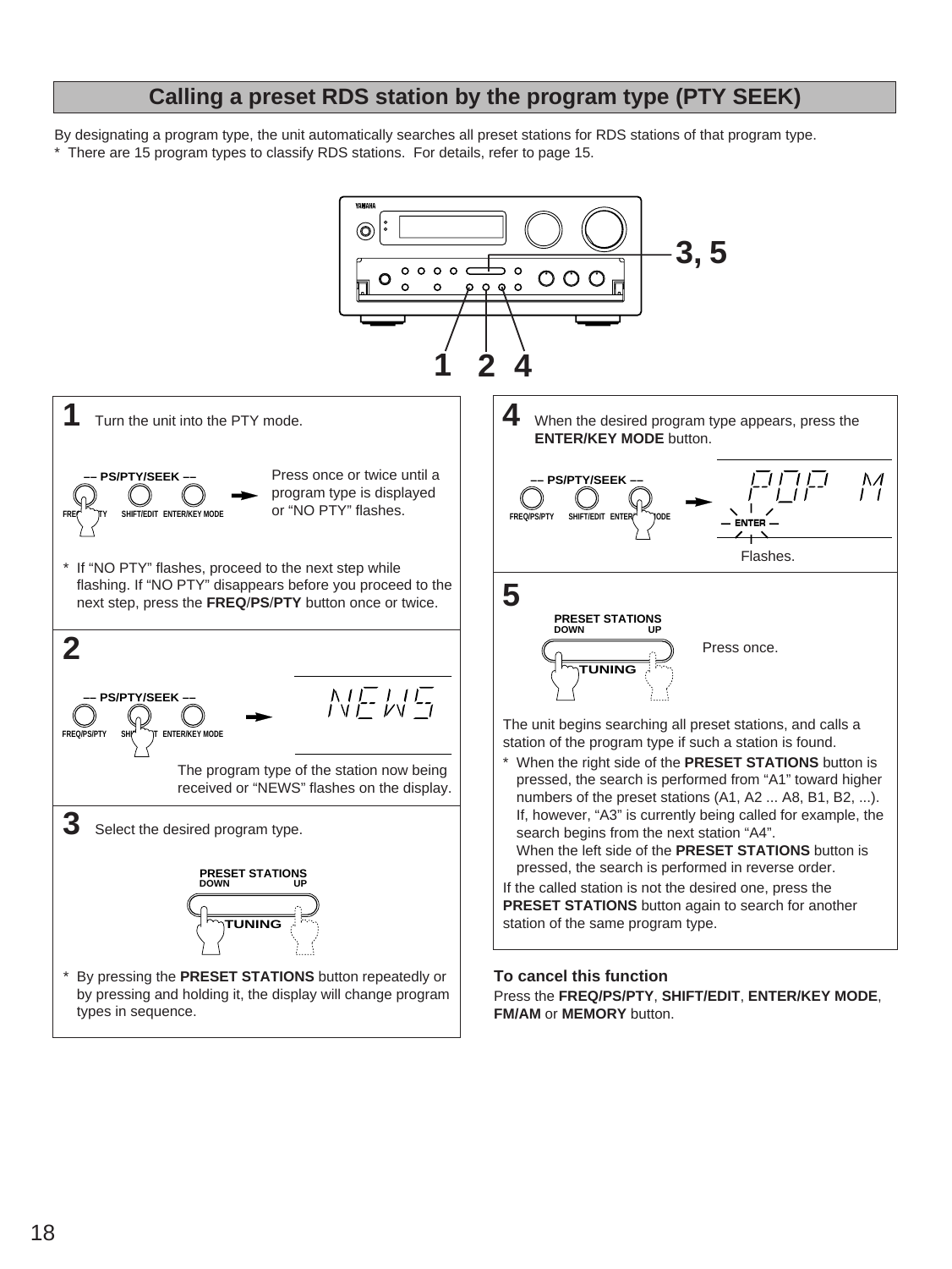## Calling a preset RDS station by the program type (PTY SEEK)

By designating a program type, the unit automatically searches all preset stations for RDS stations of that program type.
* There are 15 program types to classify RDS stations. For details, refer to page 15.

**1** Turn the unit into the PTY mode.

Press once or twice until a program type is displayed or "NO PTY" flashes.

* If "NO PTY" flashes, proceed to the next step while flashing. If "NO PTY" disappears before you proceed to the next step, press the **FREQ/PS/PTY** button once or twice.

**2**

The program type of the station now being received or "NEWS" flashes on the display.

**3** Select the desired program type.

* By pressing the **PRESET STATIONS** button repeatedly or by pressing and holding it, the display will change program types in sequence.

**4** When the desired program type appears, press the **ENTER/KEY MODE** button.

Flashes.

**5**

Press once.

The unit begins searching all preset stations, and calls a station of the program type if such a station is found.

* When the right side of the **PRESET STATIONS** button is pressed, the search is performed from "A1" toward higher numbers of the preset stations (A1, A2 ... A8, B1, B2, ...). If, however, "A3" is currently being called for example, the search begins from the next station "A4".
  When the left side of the **PRESET STATIONS** button is pressed, the search is performed in reverse order.

If the called station is not the desired one, press the **PRESET STATIONS** button again to search for another station of the same program type.

**To cancel this function**

Press the **FREQ/PS/PTY**, **SHIFT/EDIT**, **ENTER/KEY MODE**, **FM/AM** or **MEMORY** button.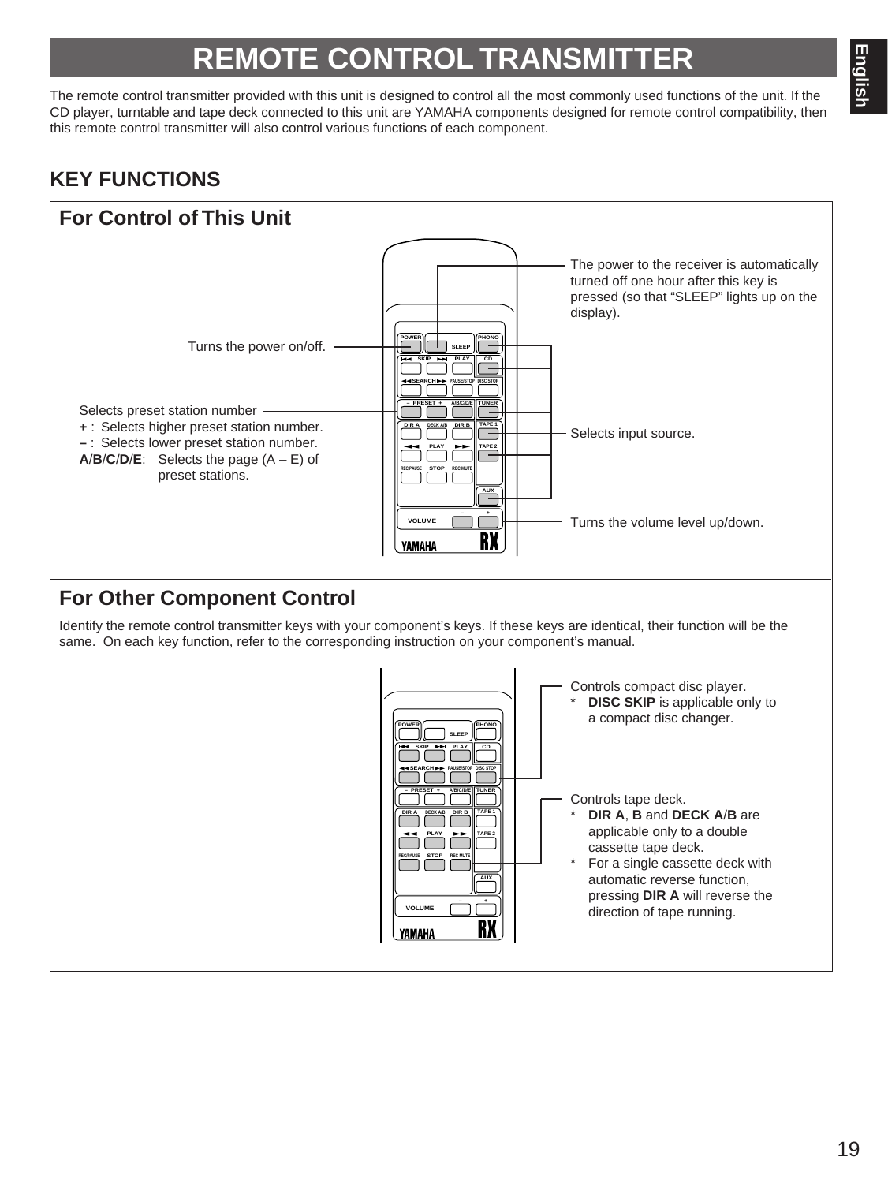# REMOTE CONTROL TRANSMITTER

The remote control transmitter provided with this unit is designed to control all the most commonly used functions of the unit. If the CD player, turntable and tape deck connected to this unit are YAMAHA components designed for remote control compatibility, then this remote control transmitter will also control various functions of each component.

## KEY FUNCTIONS

### For Control of This Unit

The power to the receiver is automatically turned off one hour after this key is pressed (so that "SLEEP" lights up on the display).

Turns the power on/off.

Selects preset station number
**+** : Selects higher preset station number.
**–** : Selects lower preset station number.
**A**/**B**/**C**/**D**/**E**: Selects the page (A – E) of preset stations.

Selects input source.

Turns the volume level up/down.

### For Other Component Control

Identify the remote control transmitter keys with your component's keys. If these keys are identical, their function will be the same. On each key function, refer to the corresponding instruction on your component's manual.

Controls compact disc player.
* **DISC SKIP** is applicable only to a compact disc changer.

Controls tape deck.
* **DIR A**, **B** and **DECK A**/**B** are applicable only to a double cassette tape deck.
* For a single cassette deck with automatic reverse function, pressing **DIR A** will reverse the direction of tape running.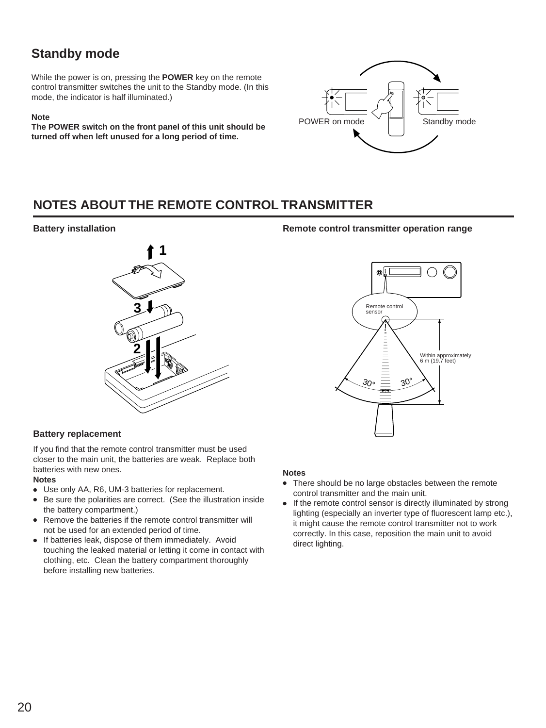## Standby mode

While the power is on, pressing the **POWER** key on the remote control transmitter switches the unit to the Standby mode. (In this mode, the indicator is half illuminated.)

**Note**

**The POWER switch on the front panel of this unit should be turned off when left unused for a long period of time.**

POWER on mode

Standby mode

# NOTES ABOUT THE REMOTE CONTROL TRANSMITTER

### Battery installation

### Battery replacement

If you find that the remote control transmitter must be used closer to the main unit, the batteries are weak. Replace both batteries with new ones.

**Notes**

- Use only AA, R6, UM-3 batteries for replacement.
- Be sure the polarities are correct. (See the illustration inside the battery compartment.)
- Remove the batteries if the remote control transmitter will not be used for an extended period of time.
- If batteries leak, dispose of them immediately. Avoid touching the leaked material or letting it come in contact with clothing, etc. Clean the battery compartment thoroughly before installing new batteries.

### Remote control transmitter operation range

Remote control sensor

Within approximately 6 m (19.7 feet)

30° 30°

**Notes**

- There should be no large obstacles between the remote control transmitter and the main unit.
- If the remote control sensor is directly illuminated by strong lighting (especially an inverter type of fluorescent lamp etc.), it might cause the remote control transmitter not to work correctly. In this case, reposition the main unit to avoid direct lighting.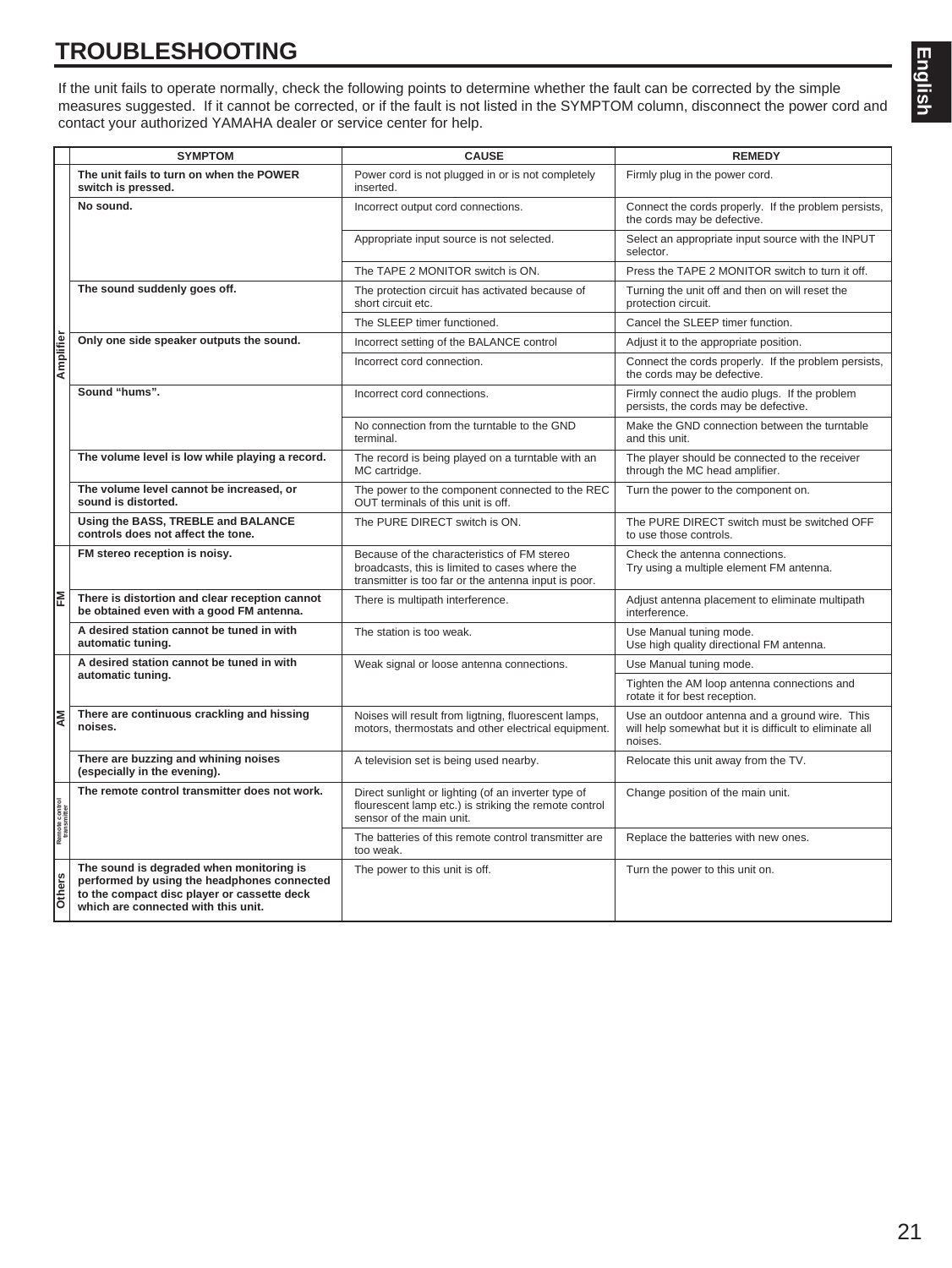# TROUBLESHOOTING

If the unit fails to operate normally, check the following points to determine whether the fault can be corrected by the simple measures suggested. If it cannot be corrected, or if the fault is not listed in the SYMPTOM column, disconnect the power cord and contact your authorized YAMAHA dealer or service center for help.

| | SYMPTOM | CAUSE | REMEDY |
|---|---|---|---|
| Amplifier | **The unit fails to turn on when the POWER switch is pressed.** | Power cord is not plugged in or is not completely inserted. | Firmly plug in the power cord. |
| | **No sound.** | Incorrect output cord connections. | Connect the cords properly. If the problem persists, the cords may be defective. |
| | | Appropriate input source is not selected. | Select an appropriate input source with the INPUT selector. |
| | | The TAPE 2 MONITOR switch is ON. | Press the TAPE 2 MONITOR switch to turn it off. |
| | **The sound suddenly goes off.** | The protection circuit has activated because of short circuit etc. | Turning the unit off and then on will reset the protection circuit. |
| | | The SLEEP timer functioned. | Cancel the SLEEP timer function. |
| | **Only one side speaker outputs the sound.** | Incorrect setting of the BALANCE control | Adjust it to the appropriate position. |
| | | Incorrect cord connection. | Connect the cords properly. If the problem persists, the cords may be defective. |
| | **Sound "hums".** | Incorrect cord connections. | Firmly connect the audio plugs. If the problem persists, the cords may be defective. |
| | | No connection from the turntable to the GND terminal. | Make the GND connection between the turntable and this unit. |
| | **The volume level is low while playing a record.** | The record is being played on a turntable with an MC cartridge. | The player should be connected to the receiver through the MC head amplifier. |
| | **The volume level cannot be increased, or sound is distorted.** | The power to the component connected to the REC OUT terminals of this unit is off. | Turn the power to the component on. |
| | **Using the BASS, TREBLE and BALANCE controls does not affect the tone.** | The PURE DIRECT switch is ON. | The PURE DIRECT switch must be switched OFF to use those controls. |
| FM | **FM stereo reception is noisy.** | Because of the characteristics of FM stereo broadcasts, this is limited to cases where the transmitter is too far or the antenna input is poor. | Check the antenna connections.<br>Try using a multiple element FM antenna. |
| | **There is distortion and clear reception cannot be obtained even with a good FM antenna.** | There is multipath interference. | Adjust antenna placement to eliminate multipath interference. |
| | **A desired station cannot be tuned in with automatic tuning.** | The station is too weak. | Use Manual tuning mode.<br>Use high quality directional FM antenna. |
| AM | **A desired station cannot be tuned in with automatic tuning.** | Weak signal or loose antenna connections. | Use Manual tuning mode. |
| | | | Tighten the AM loop antenna connections and rotate it for best reception. |
| | **There are continuous crackling and hissing noises.** | Noises will result from ligtning, fluorescent lamps, motors, thermostats and other electrical equipment. | Use an outdoor antenna and a ground wire. This will help somewhat but it is difficult to eliminate all noises. |
| | **There are buzzing and whining noises (especially in the evening).** | A television set is being used nearby. | Relocate this unit away from the TV. |
| Remote control transmitter | **The remote control transmitter does not work.** | Direct sunlight or lighting (of an inverter type of flourescent lamp etc.) is striking the remote control sensor of the main unit. | Change position of the main unit. |
| | | The batteries of this remote control transmitter are too weak. | Replace the batteries with new ones. |
| Others | **The sound is degraded when monitoring is performed by using the headphones connected to the compact disc player or cassette deck which are connected with this unit.** | The power to this unit is off. | Turn the power to this unit on. |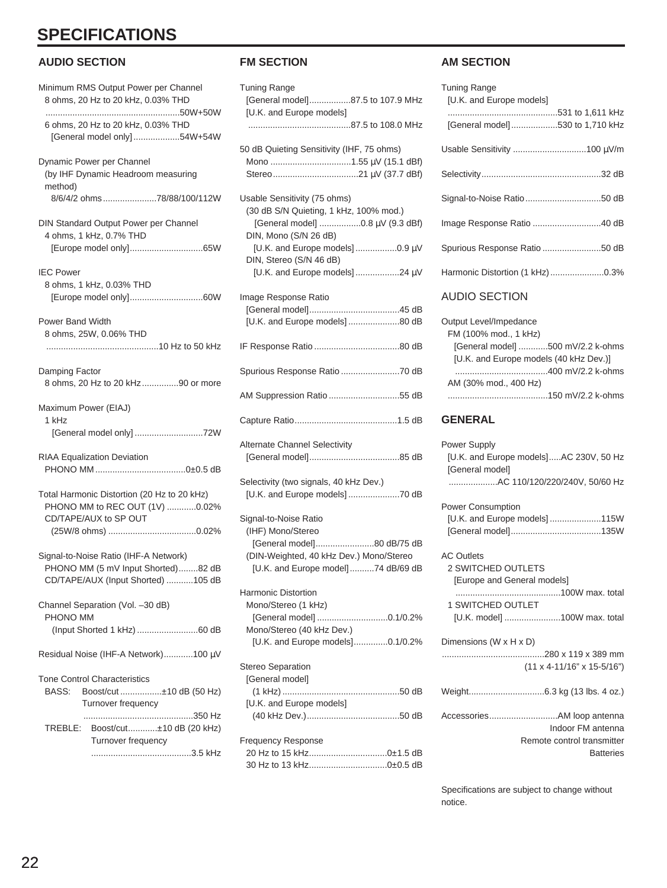# SPECIFICATIONS

## AUDIO SECTION

Minimum RMS Output Power per Channel
8 ohms, 20 Hz to 20 kHz, 0.03% THD
.......................................................50W+50W
6 ohms, 20 Hz to 20 kHz, 0.03% THD
[General model only]...................54W+54W

Dynamic Power per Channel
(by IHF Dynamic Headroom measuring method)
8/6/4/2 ohms......................78/88/100/112W

DIN Standard Output Power per Channel
4 ohms, 1 kHz, 0.7% THD
[Europe model only].............................65W

IEC Power
8 ohms, 1 kHz, 0.03% THD
[Europe model only].............................60W

Power Band Width
8 ohms, 25W, 0.06% THD
.............................................10 Hz to 50 kHz

Damping Factor
8 ohms, 20 Hz to 20 kHz...............90 or more

Maximum Power (EIAJ)
1 kHz
[General model only]............................72W

RIAA Equalization Deviation
PHONO MM....................................0±0.5 dB

Total Harmonic Distortion (20 Hz to 20 kHz)
PHONO MM to REC OUT (1V)............0.02%
CD/TAPE/AUX to SP OUT
(25W/8 ohms)...................................0.02%

Signal-to-Noise Ratio (IHF-A Network)
PHONO MM (5 mV Input Shorted)........82 dB
CD/TAPE/AUX (Input Shorted)...........105 dB

Channel Separation (Vol. –30 dB)
PHONO MM
(Input Shorted 1 kHz).........................60 dB

Residual Noise (IHF-A Network)............100 µV

Tone Control Characteristics
BASS: Boost/cut.................±10 dB (50 Hz)
Turnover frequency
.............................................350 Hz
TREBLE: Boost/cut............±10 dB (20 kHz)
Turnover frequency
.........................................3.5 kHz

## FM SECTION

Tuning Range
[General model].................87.5 to 107.9 MHz
[U.K. and Europe models]
..........................................87.5 to 108.0 MHz

50 dB Quieting Sensitivity (IHF, 75 ohms)
Mono .................................1.55 µV (15.1 dBf)
Stereo...................................21 µV (37.7 dBf)

Usable Sensitivity (75 ohms)
(30 dB S/N Quieting, 1 kHz, 100% mod.)
[General model] .................0.8 µV (9.3 dBf)
DIN, Mono (S/N 26 dB)
[U.K. and Europe models].................0.9 µV
DIN, Stereo (S/N 46 dB)
[U.K. and Europe models]..................24 µV

Image Response Ratio
[General model].....................................45 dB
[U.K. and Europe models].....................80 dB

IF Response Ratio...................................80 dB

Spurious Response Ratio........................70 dB

AM Suppression Ratio.............................55 dB

Capture Ratio..........................................1.5 dB

Alternate Channel Selectivity
[General model].....................................85 dB

Selectivity (two signals, 40 kHz Dev.)
[U.K. and Europe models].....................70 dB

Signal-to-Noise Ratio
(IHF) Mono/Stereo
[General model]........................80 dB/75 dB
(DIN-Weighted, 40 kHz Dev.) Mono/Stereo
[U.K. and Europe model]..........74 dB/69 dB

Harmonic Distortion
Mono/Stereo (1 kHz)
[General model].............................0.1/0.2%
Mono/Stereo (40 kHz Dev.)
[U.K. and Europe models]..............0.1/0.2%

Stereo Separation
[General model]
(1 kHz)................................................50 dB
[U.K. and Europe models]
(40 kHz Dev.).......................................50 dB

Frequency Response
20 Hz to 15 kHz................................0±1.5 dB
30 Hz to 13 kHz................................0±0.5 dB

## AM SECTION

Tuning Range
[U.K. and Europe models]
.............................................531 to 1,611 kHz
[General model]...................530 to 1,710 kHz

Usable Sensitivity ..............................100 µV/m

Selectivity.................................................32 dB

Signal-to-Noise Ratio...............................50 dB

Image Response Ratio ............................40 dB

Spurious Response Ratio ........................50 dB

Harmonic Distortion (1 kHz)......................0.3%

## AUDIO SECTION

Output Level/Impedance
FM (100% mod., 1 kHz)
[General model] ............500 mV/2.2 k-ohms
[U.K. and Europe models (40 kHz Dev.)]
......................................400 mV/2.2 k-ohms
AM (30% mod., 400 Hz)
.........................................150 mV/2.2 k-ohms

## GENERAL

Power Supply
[U.K. and Europe models].....AC 230V, 50 Hz
[General model]
....................AC 110/120/220/240V, 50/60 Hz

Power Consumption
[U.K. and Europe models].....................115W
[General model].....................................135W

AC Outlets
2 SWITCHED OUTLETS
[Europe and General models]
...........................................100W max. total
1 SWITCHED OUTLET
[U.K. model] .......................100W max. total

Dimensions (W x H x D)
..........................................280 x 119 x 389 mm
(11 x 4-11/16" x 15-5/16")

Weight...............................6.3 kg (13 lbs. 4 oz.)

Accessories............................AM loop antenna
Indoor FM antenna
Remote control transmitter
Batteries

Specifications are subject to change without notice.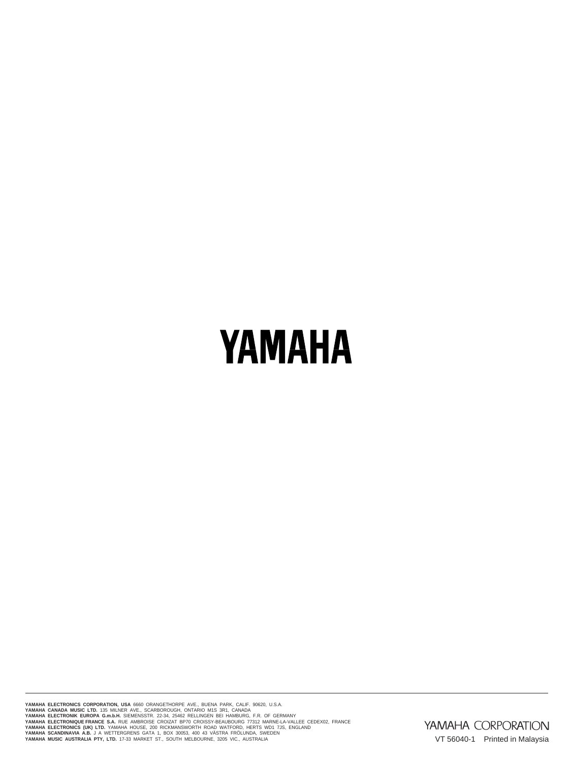YAMAHA

**YAMAHA ELECTRONICS CORPORATION, USA** 6660 ORANGETHORPE AVE., BUENA PARK, CALIF. 90620, U.S.A.
**YAMAHA CANADA MUSIC LTD.** 135 MILNER AVE., SCARBOROUGH, ONTARIO M1S 3R1, CANADA
**YAMAHA ELECTRONIK EUROPA G.m.b.H.** SIEMENSSTR. 22-34, 25462 RELLINGEN BEI HAMBURG, F.R. OF GERMANY
**YAMAHA ELECTRONIQUE FRANCE S.A.** RUE AMBROISE CROIZAT BP70 CROISSY-BEAUBOURG 77312 MARNE-LA-VALLEE CEDEX02, FRANCE
**YAMAHA ELECTRONICS (UK) LTD.** YAMAHA HOUSE, 200 RICKMANSWORTH ROAD WATFORD, HERTS WD1 7JS, ENGLAND
**YAMAHA SCANDINAVIA A.B.** J A WETTERGRENS GATA 1, BOX 30053, 400 43 VÄSTRA FRÖLUNDA, SWEDEN
**YAMAHA MUSIC AUSTRALIA PTY, LTD.** 17-33 MARKET ST., SOUTH MELBOURNE, 3205 VIC., AUSTRALIA

YAMAHA CORPORATION

VT 56040-1 Printed in Malaysia